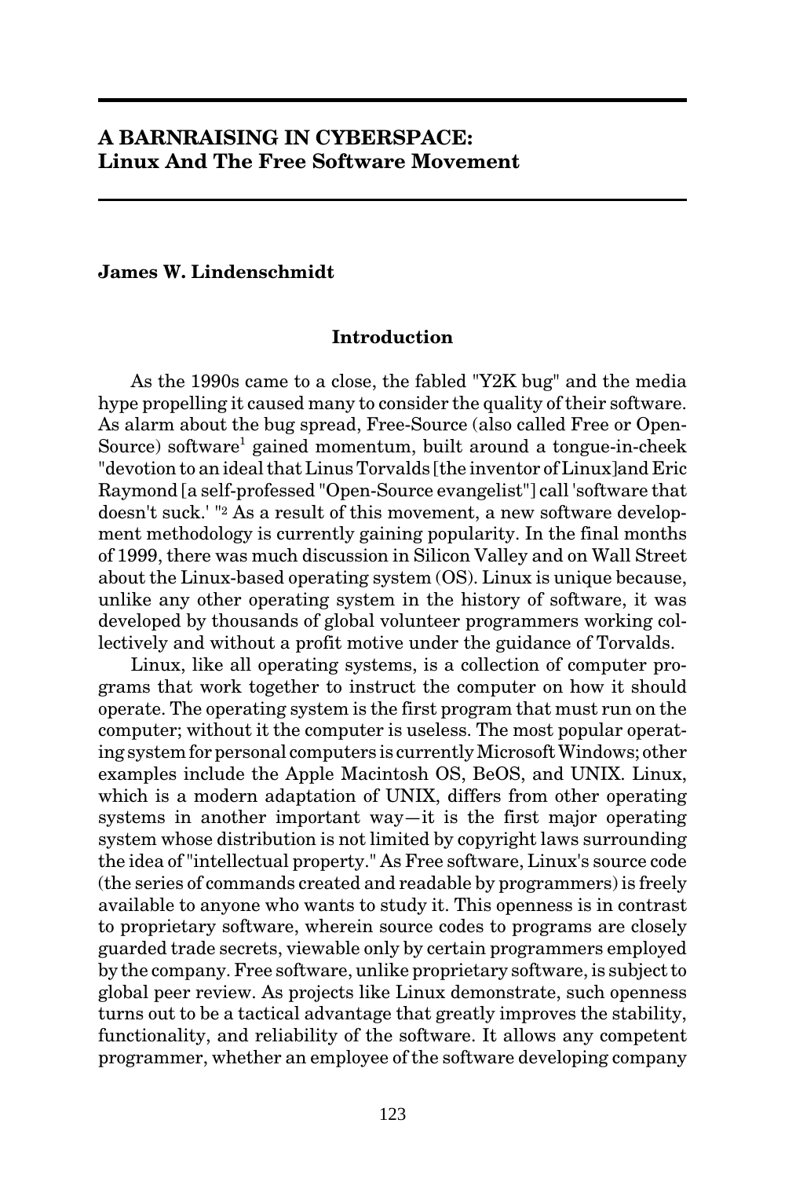# A BARNRAISING IN CYBERSPACE: Linux And The Free Software Movement

**James W. Lindenschmidt**

## Introduction

As the 1990s came to a close, the fabled "Y2K bug" and the media hype propelling it caused many to consider the quality of their software. As alarm about the bug spread, Free-Source (also called Free or Open-Source) software[1] gained momentum, built around a tongue-in-cheek "devotion to an ideal that Linus Torvalds [the inventor of Linux]and Eric Raymond [a self-professed "Open-Source evangelist"] call 'software that doesn't suck.' "[2] As a result of this movement, a new software development methodology is currently gaining popularity. In the final months of 1999, there was much discussion in Silicon Valley and on Wall Street about the Linux-based operating system (OS). Linux is unique because, unlike any other operating system in the history of software, it was developed by thousands of global volunteer programmers working collectively and without a profit motive under the guidance of Torvalds.

Linux, like all operating systems, is a collection of computer programs that work together to instruct the computer on how it should operate. The operating system is the first program that must run on the computer; without it the computer is useless. The most popular operating system for personal computers is currently Microsoft Windows; other examples include the Apple Macintosh OS, BeOS, and UNIX. Linux, which is a modern adaptation of UNIX, differs from other operating systems in another important way—it is the first major operating system whose distribution is not limited by copyright laws surrounding the idea of "intellectual property." As Free software, Linux's source code (the series of commands created and readable by programmers) is freely available to anyone who wants to study it. This openness is in contrast to proprietary software, wherein source codes to programs are closely guarded trade secrets, viewable only by certain programmers employed by the company. Free software, unlike proprietary software, is subject to global peer review. As projects like Linux demonstrate, such openness turns out to be a tactical advantage that greatly improves the stability, functionality, and reliability of the software. It allows any competent programmer, whether an employee of the software developing company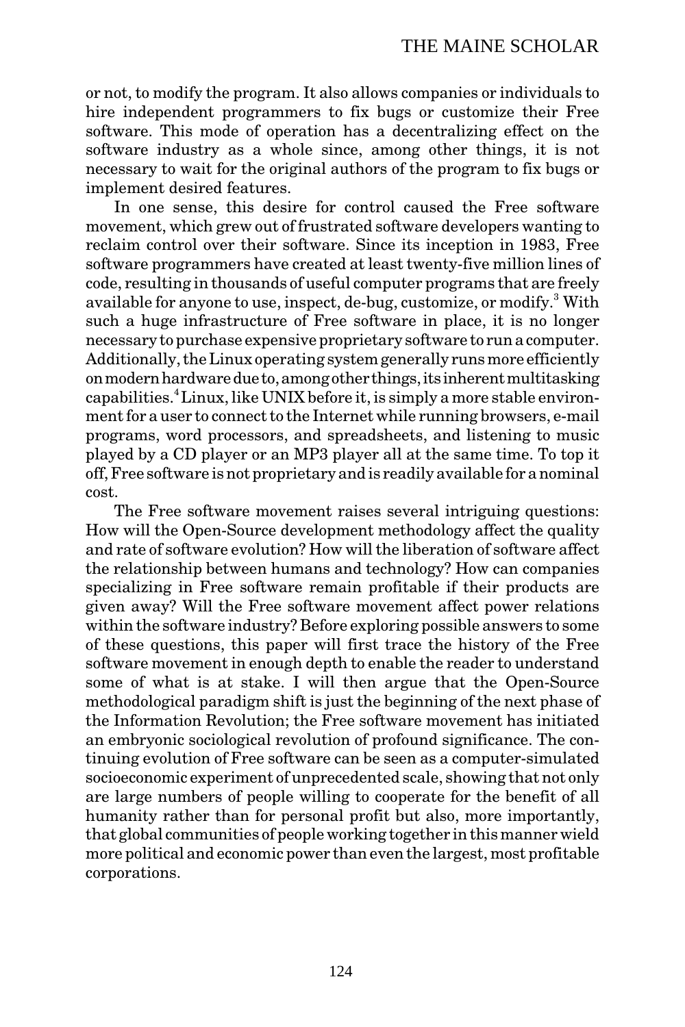or not, to modify the program. It also allows companies or individuals to hire independent programmers to fix bugs or customize their Free software. This mode of operation has a decentralizing effect on the software industry as a whole since, among other things, it is not necessary to wait for the original authors of the program to fix bugs or implement desired features.

In one sense, this desire for control caused the Free software movement, which grew out of frustrated software developers wanting to reclaim control over their software. Since its inception in 1983, Free software programmers have created at least twenty-five million lines of code, resulting in thousands of useful computer programs that are freely available for anyone to use, inspect, de-bug, customize, or modify.[3] With such a huge infrastructure of Free software in place, it is no longer necessary to purchase expensive proprietary software to run a computer. Additionally, the Linux operating system generally runs more efficiently on modern hardware due to, among other things, its inherent multitasking capabilities.[4] Linux, like UNIX before it, is simply a more stable environment for a user to connect to the Internet while running browsers, e-mail programs, word processors, and spreadsheets, and listening to music played by a CD player or an MP3 player all at the same time. To top it off, Free software is not proprietary and is readily available for a nominal cost.

The Free software movement raises several intriguing questions: How will the Open-Source development methodology affect the quality and rate of software evolution? How will the liberation of software affect the relationship between humans and technology? How can companies specializing in Free software remain profitable if their products are given away? Will the Free software movement affect power relations within the software industry? Before exploring possible answers to some of these questions, this paper will first trace the history of the Free software movement in enough depth to enable the reader to understand some of what is at stake. I will then argue that the Open-Source methodological paradigm shift is just the beginning of the next phase of the Information Revolution; the Free software movement has initiated an embryonic sociological revolution of profound significance. The continuing evolution of Free software can be seen as a computer-simulated socioeconomic experiment of unprecedented scale, showing that not only are large numbers of people willing to cooperate for the benefit of all humanity rather than for personal profit but also, more importantly, that global communities of people working together in this manner wield more political and economic power than even the largest, most profitable corporations.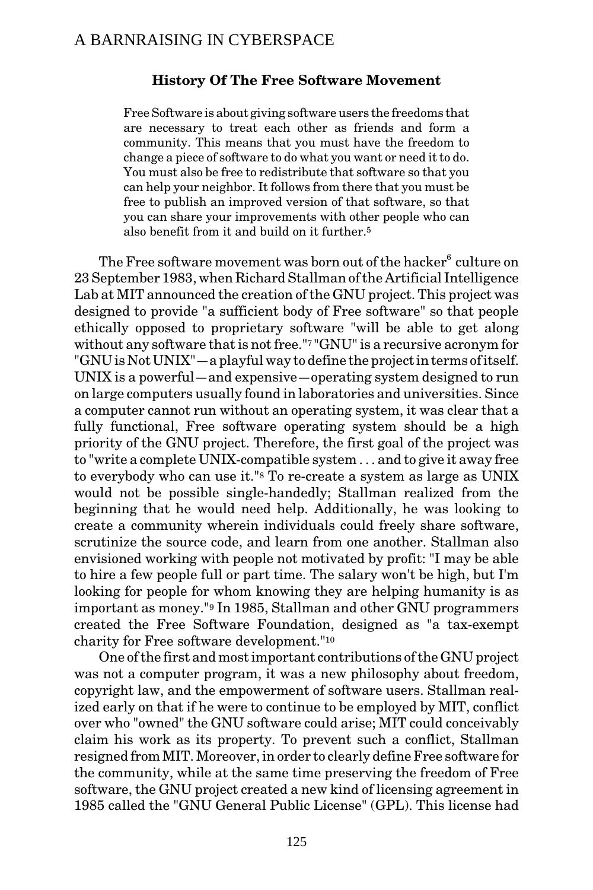### History Of The Free Software Movement

> Free Software is about giving software users the freedoms that are necessary to treat each other as friends and form a community. This means that you must have the freedom to change a piece of software to do what you want or need it to do. You must also be free to redistribute that software so that you can help your neighbor. It follows from there that you must be free to publish an improved version of that software, so that you can share your improvements with other people who can also benefit from it and build on it further.[5]

The Free software movement was born out of the hacker[6] culture on 23 September 1983, when Richard Stallman of the Artificial Intelligence Lab at MIT announced the creation of the GNU project. This project was designed to provide "a sufficient body of Free software" so that people ethically opposed to proprietary software "will be able to get along without any software that is not free."[7] "GNU" is a recursive acronym for "GNU is Not UNIX"—a playful way to define the project in terms of itself. UNIX is a powerful—and expensive—operating system designed to run on large computers usually found in laboratories and universities. Since a computer cannot run without an operating system, it was clear that a fully functional, Free software operating system should be a high priority of the GNU project. Therefore, the first goal of the project was to "write a complete UNIX-compatible system . . . and to give it away free to everybody who can use it."[8] To re-create a system as large as UNIX would not be possible single-handedly; Stallman realized from the beginning that he would need help. Additionally, he was looking to create a community wherein individuals could freely share software, scrutinize the source code, and learn from one another. Stallman also envisioned working with people not motivated by profit: "I may be able to hire a few people full or part time. The salary won't be high, but I'm looking for people for whom knowing they are helping humanity is as important as money."[9] In 1985, Stallman and other GNU programmers created the Free Software Foundation, designed as "a tax-exempt charity for Free software development."[10]

One of the first and most important contributions of the GNU project was not a computer program, it was a new philosophy about freedom, copyright law, and the empowerment of software users. Stallman realized early on that if he were to continue to be employed by MIT, conflict over who "owned" the GNU software could arise; MIT could conceivably claim his work as its property. To prevent such a conflict, Stallman resigned from MIT. Moreover, in order to clearly define Free software for the community, while at the same time preserving the freedom of Free software, the GNU project created a new kind of licensing agreement in 1985 called the "GNU General Public License" (GPL). This license had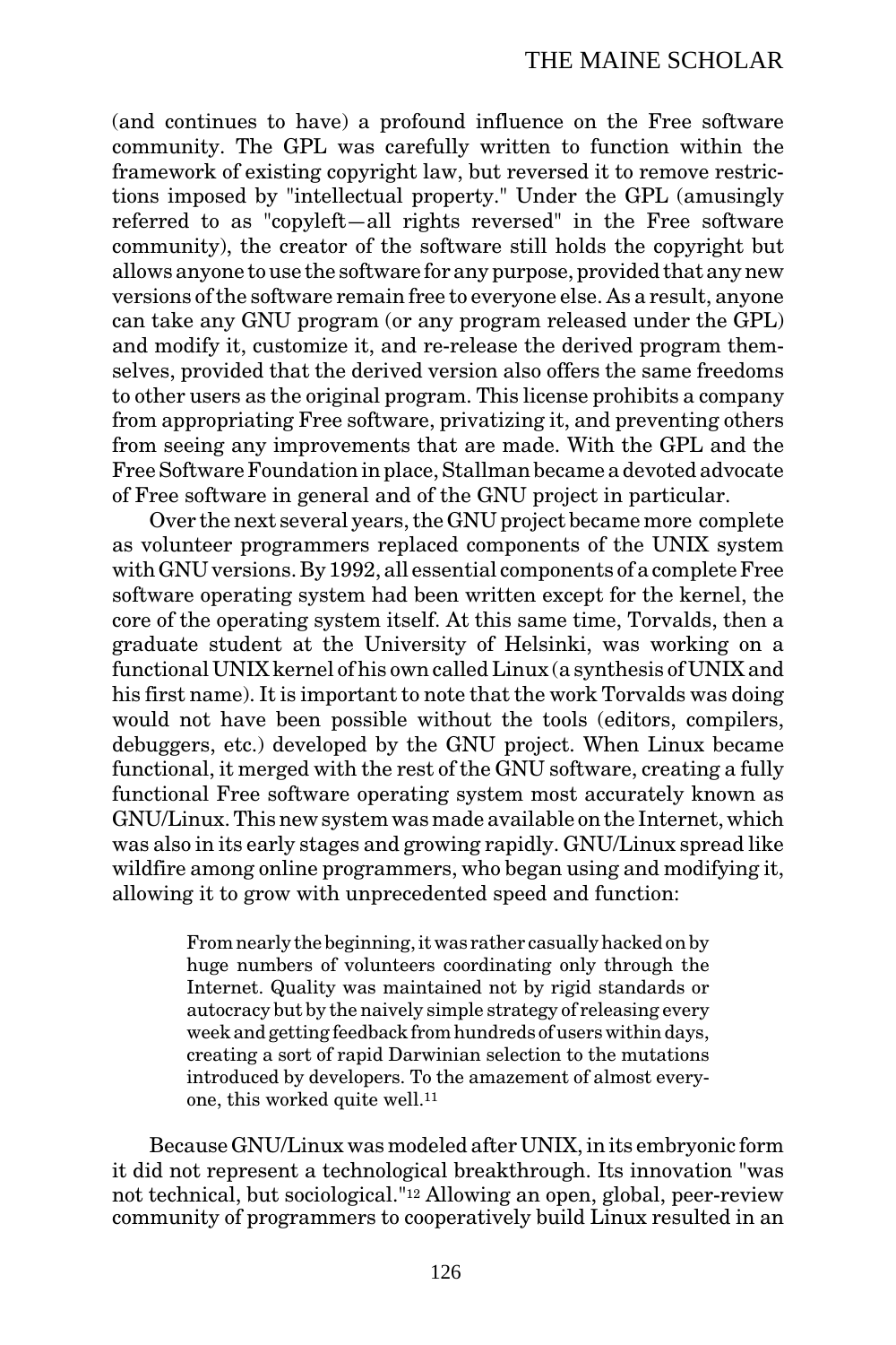(and continues to have) a profound influence on the Free software community. The GPL was carefully written to function within the framework of existing copyright law, but reversed it to remove restrictions imposed by "intellectual property." Under the GPL (amusingly referred to as "copyleft—all rights reversed" in the Free software community), the creator of the software still holds the copyright but allows anyone to use the software for any purpose, provided that any new versions of the software remain free to everyone else. As a result, anyone can take any GNU program (or any program released under the GPL) and modify it, customize it, and re-release the derived program themselves, provided that the derived version also offers the same freedoms to other users as the original program. This license prohibits a company from appropriating Free software, privatizing it, and preventing others from seeing any improvements that are made. With the GPL and the Free Software Foundation in place, Stallman became a devoted advocate of Free software in general and of the GNU project in particular.

Over the next several years, the GNU project became more complete as volunteer programmers replaced components of the UNIX system with GNU versions. By 1992, all essential components of a complete Free software operating system had been written except for the kernel, the core of the operating system itself. At this same time, Torvalds, then a graduate student at the University of Helsinki, was working on a functional UNIX kernel of his own called Linux (a synthesis of UNIX and his first name). It is important to note that the work Torvalds was doing would not have been possible without the tools (editors, compilers, debuggers, etc.) developed by the GNU project. When Linux became functional, it merged with the rest of the GNU software, creating a fully functional Free software operating system most accurately known as GNU/Linux. This new system was made available on the Internet, which was also in its early stages and growing rapidly. GNU/Linux spread like wildfire among online programmers, who began using and modifying it, allowing it to grow with unprecedented speed and function:

> From nearly the beginning, it was rather casually hacked on by huge numbers of volunteers coordinating only through the Internet. Quality was maintained not by rigid standards or autocracy but by the naively simple strategy of releasing every week and getting feedback from hundreds of users within days, creating a sort of rapid Darwinian selection to the mutations introduced by developers. To the amazement of almost everyone, this worked quite well.[11]

Because GNU/Linux was modeled after UNIX, in its embryonic form it did not represent a technological breakthrough. Its innovation "was not technical, but sociological."[12] Allowing an open, global, peer-review community of programmers to cooperatively build Linux resulted in an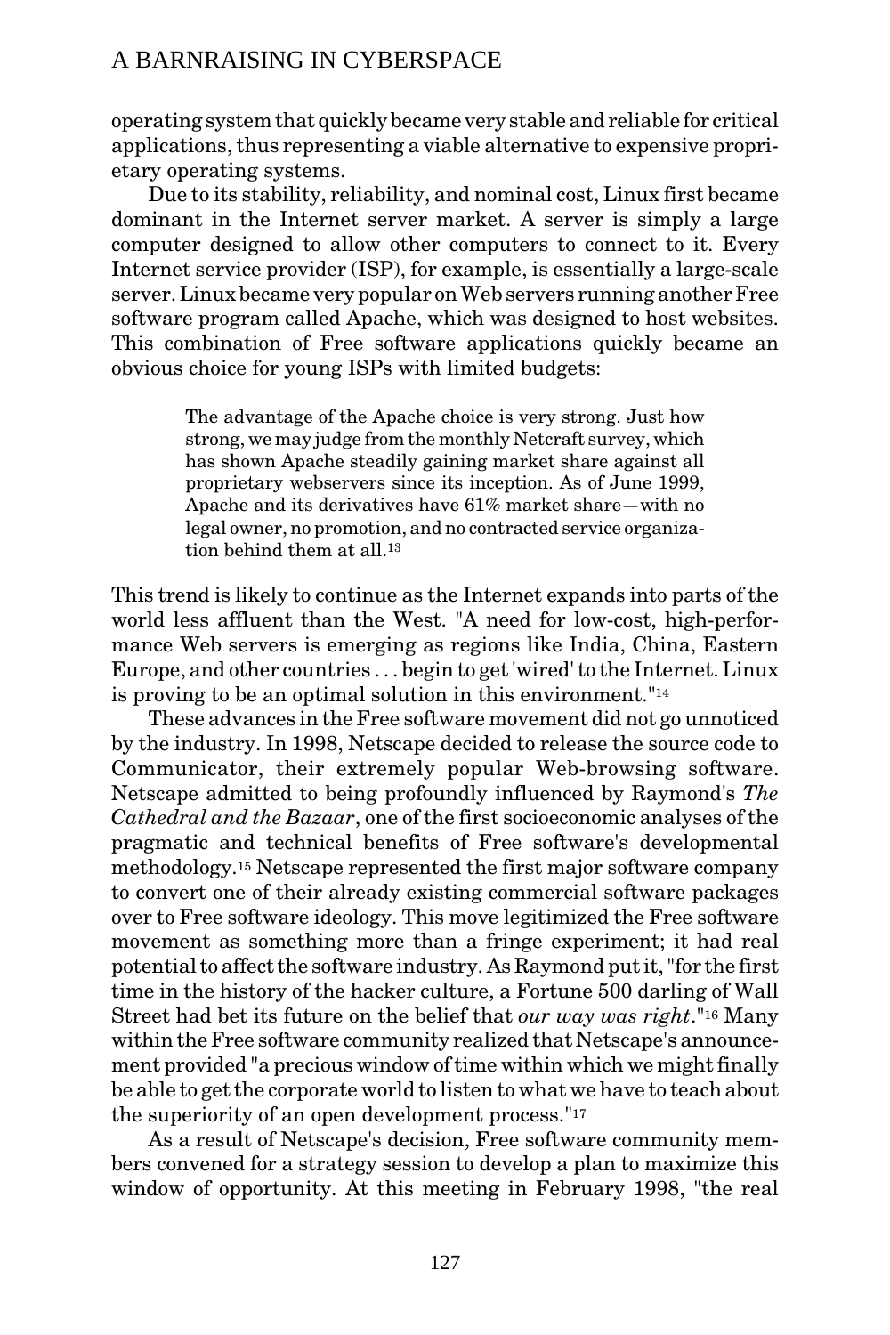operating system that quickly became very stable and reliable for critical applications, thus representing a viable alternative to expensive proprietary operating systems.

Due to its stability, reliability, and nominal cost, Linux first became dominant in the Internet server market. A server is simply a large computer designed to allow other computers to connect to it. Every Internet service provider (ISP), for example, is essentially a large-scale server. Linux became very popular on Web servers running another Free software program called Apache, which was designed to host websites. This combination of Free software applications quickly became an obvious choice for young ISPs with limited budgets:

> The advantage of the Apache choice is very strong. Just how strong, we may judge from the monthly Netcraft survey, which has shown Apache steadily gaining market share against all proprietary webservers since its inception. As of June 1999, Apache and its derivatives have 61% market share—with no legal owner, no promotion, and no contracted service organization behind them at all.[13]

This trend is likely to continue as the Internet expands into parts of the world less affluent than the West. "A need for low-cost, high-performance Web servers is emerging as regions like India, China, Eastern Europe, and other countries . . . begin to get 'wired' to the Internet. Linux is proving to be an optimal solution in this environment."[14]

These advances in the Free software movement did not go unnoticed by the industry. In 1998, Netscape decided to release the source code to Communicator, their extremely popular Web-browsing software. Netscape admitted to being profoundly influenced by Raymond's *The Cathedral and the Bazaar*, one of the first socioeconomic analyses of the pragmatic and technical benefits of Free software's developmental methodology.[15] Netscape represented the first major software company to convert one of their already existing commercial software packages over to Free software ideology. This move legitimized the Free software movement as something more than a fringe experiment; it had real potential to affect the software industry. As Raymond put it, "for the first time in the history of the hacker culture, a Fortune 500 darling of Wall Street had bet its future on the belief that *our way was right*."[16] Many within the Free software community realized that Netscape's announcement provided "a precious window of time within which we might finally be able to get the corporate world to listen to what we have to teach about the superiority of an open development process."[17]

As a result of Netscape's decision, Free software community members convened for a strategy session to develop a plan to maximize this window of opportunity. At this meeting in February 1998, "the real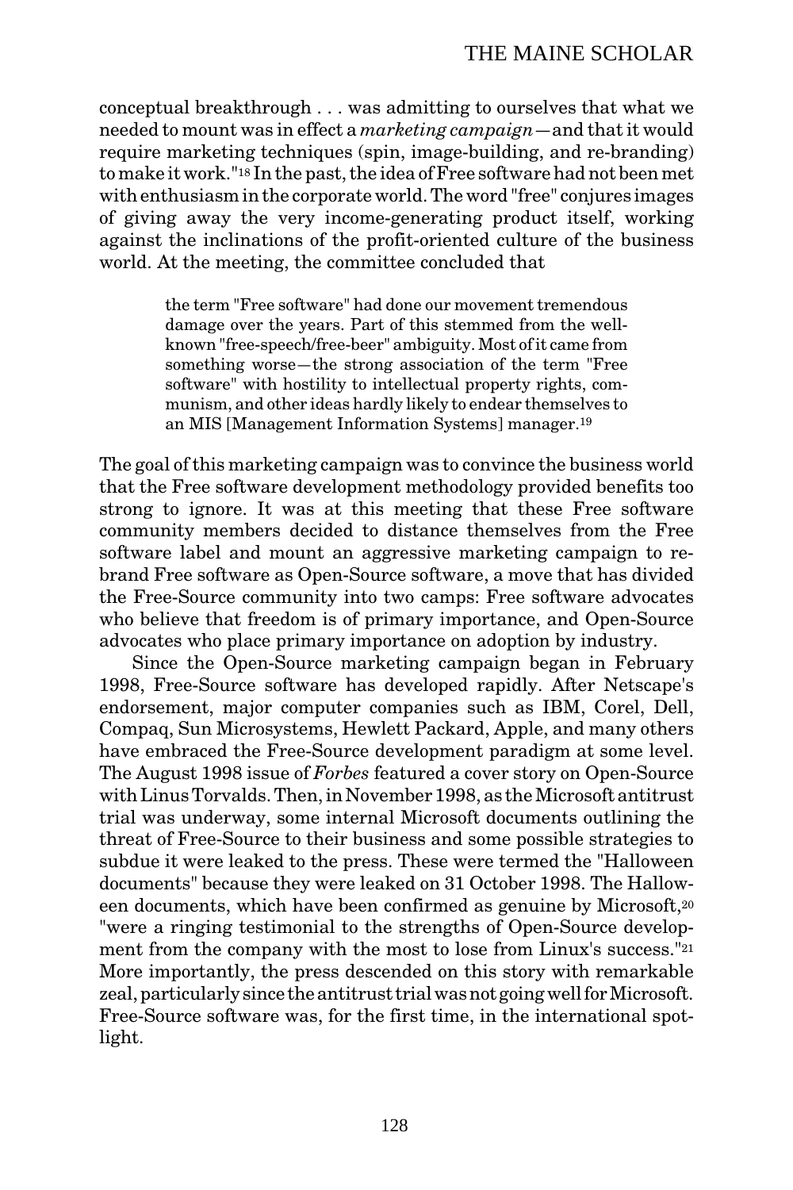conceptual breakthrough . . . was admitting to ourselves that what we needed to mount was in effect a *marketing campaign*—and that it would require marketing techniques (spin, image-building, and re-branding) to make it work."[18] In the past, the idea of Free software had not been met with enthusiasm in the corporate world. The word "free" conjures images of giving away the very income-generating product itself, working against the inclinations of the profit-oriented culture of the business world. At the meeting, the committee concluded that

> the term "Free software" had done our movement tremendous damage over the years. Part of this stemmed from the well-known "free-speech/free-beer" ambiguity. Most of it came from something worse—the strong association of the term "Free software" with hostility to intellectual property rights, communism, and other ideas hardly likely to endear themselves to an MIS [Management Information Systems] manager.[19]

The goal of this marketing campaign was to convince the business world that the Free software development methodology provided benefits too strong to ignore. It was at this meeting that these Free software community members decided to distance themselves from the Free software label and mount an aggressive marketing campaign to re-brand Free software as Open-Source software, a move that has divided the Free-Source community into two camps: Free software advocates who believe that freedom is of primary importance, and Open-Source advocates who place primary importance on adoption by industry.

Since the Open-Source marketing campaign began in February 1998, Free-Source software has developed rapidly. After Netscape's endorsement, major computer companies such as IBM, Corel, Dell, Compaq, Sun Microsystems, Hewlett Packard, Apple, and many others have embraced the Free-Source development paradigm at some level. The August 1998 issue of *Forbes* featured a cover story on Open-Source with Linus Torvalds. Then, in November 1998, as the Microsoft antitrust trial was underway, some internal Microsoft documents outlining the threat of Free-Source to their business and some possible strategies to subdue it were leaked to the press. These were termed the "Halloween documents" because they were leaked on 31 October 1998. The Halloween documents, which have been confirmed as genuine by Microsoft,[20] "were a ringing testimonial to the strengths of Open-Source development from the company with the most to lose from Linux's success."[21] More importantly, the press descended on this story with remarkable zeal, particularly since the antitrust trial was not going well for Microsoft. Free-Source software was, for the first time, in the international spotlight.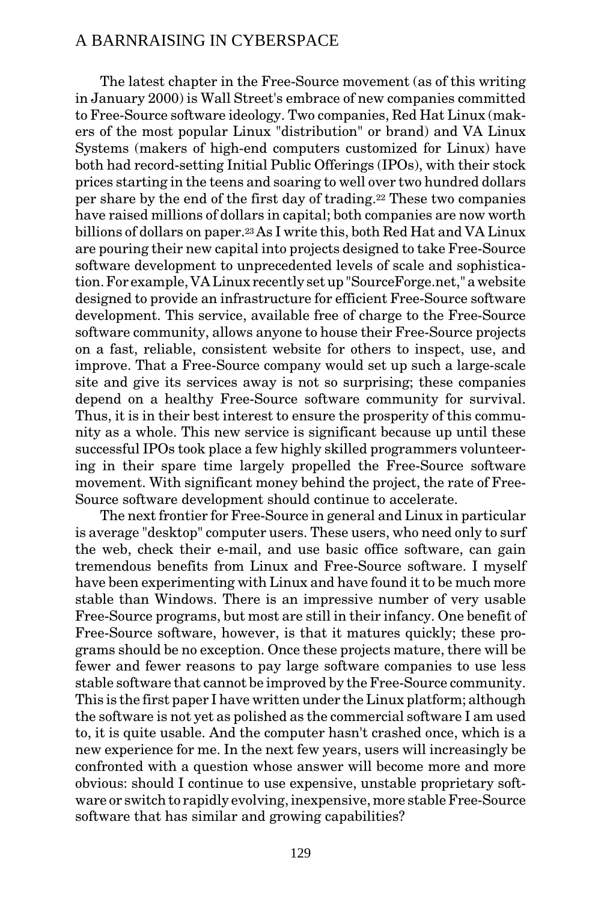The latest chapter in the Free-Source movement (as of this writing in January 2000) is Wall Street's embrace of new companies committed to Free-Source software ideology. Two companies, Red Hat Linux (makers of the most popular Linux "distribution" or brand) and VA Linux Systems (makers of high-end computers customized for Linux) have both had record-setting Initial Public Offerings (IPOs), with their stock prices starting in the teens and soaring to well over two hundred dollars per share by the end of the first day of trading.[22] These two companies have raised millions of dollars in capital; both companies are now worth billions of dollars on paper.[23] As I write this, both Red Hat and VA Linux are pouring their new capital into projects designed to take Free-Source software development to unprecedented levels of scale and sophistication. For example, VA Linux recently set up "SourceForge.net," a website designed to provide an infrastructure for efficient Free-Source software development. This service, available free of charge to the Free-Source software community, allows anyone to house their Free-Source projects on a fast, reliable, consistent website for others to inspect, use, and improve. That a Free-Source company would set up such a large-scale site and give its services away is not so surprising; these companies depend on a healthy Free-Source software community for survival. Thus, it is in their best interest to ensure the prosperity of this community as a whole. This new service is significant because up until these successful IPOs took place a few highly skilled programmers volunteering in their spare time largely propelled the Free-Source software movement. With significant money behind the project, the rate of Free-Source software development should continue to accelerate.

The next frontier for Free-Source in general and Linux in particular is average "desktop" computer users. These users, who need only to surf the web, check their e-mail, and use basic office software, can gain tremendous benefits from Linux and Free-Source software. I myself have been experimenting with Linux and have found it to be much more stable than Windows. There is an impressive number of very usable Free-Source programs, but most are still in their infancy. One benefit of Free-Source software, however, is that it matures quickly; these programs should be no exception. Once these projects mature, there will be fewer and fewer reasons to pay large software companies to use less stable software that cannot be improved by the Free-Source community. This is the first paper I have written under the Linux platform; although the software is not yet as polished as the commercial software I am used to, it is quite usable. And the computer hasn't crashed once, which is a new experience for me. In the next few years, users will increasingly be confronted with a question whose answer will become more and more obvious: should I continue to use expensive, unstable proprietary software or switch to rapidly evolving, inexpensive, more stable Free-Source software that has similar and growing capabilities?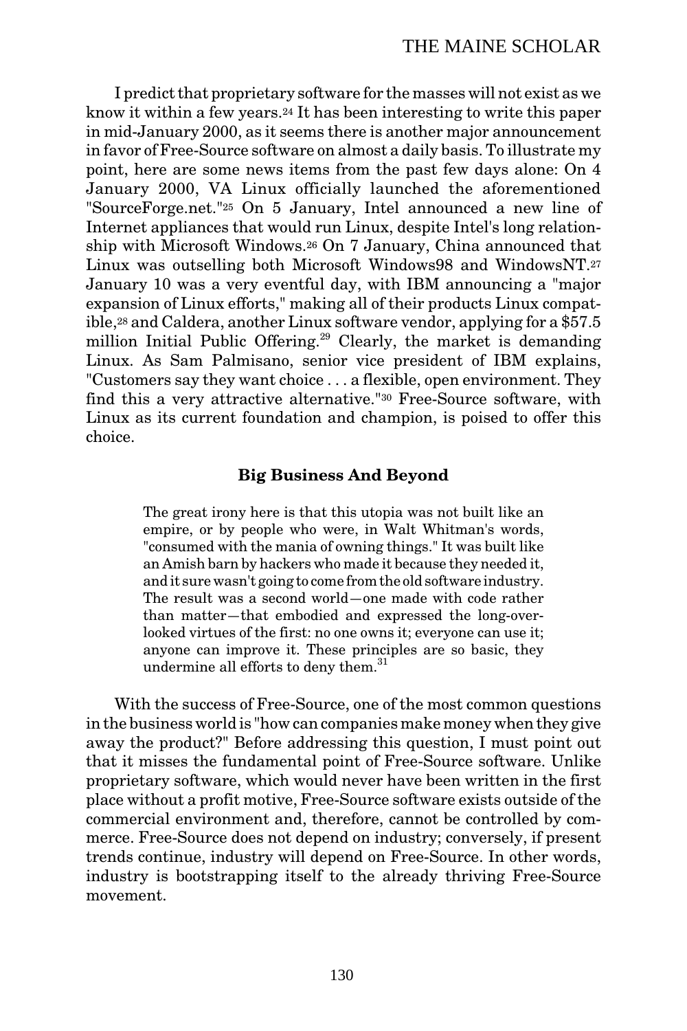I predict that proprietary software for the masses will not exist as we know it within a few years.[24] It has been interesting to write this paper in mid-January 2000, as it seems there is another major announcement in favor of Free-Source software on almost a daily basis. To illustrate my point, here are some news items from the past few days alone: On 4 January 2000, VA Linux officially launched the aforementioned "SourceForge.net."[25] On 5 January, Intel announced a new line of Internet appliances that would run Linux, despite Intel's long relationship with Microsoft Windows.[26] On 7 January, China announced that Linux was outselling both Microsoft Windows98 and WindowsNT.[27] January 10 was a very eventful day, with IBM announcing a "major expansion of Linux efforts," making all of their products Linux compatible,[28] and Caldera, another Linux software vendor, applying for a $57.5 million Initial Public Offering.[29] Clearly, the market is demanding Linux. As Sam Palmisano, senior vice president of IBM explains, "Customers say they want choice . . . a flexible, open environment. They find this a very attractive alternative."[30] Free-Source software, with Linux as its current foundation and champion, is poised to offer this choice.

### Big Business And Beyond

> The great irony here is that this utopia was not built like an empire, or by people who were, in Walt Whitman's words, "consumed with the mania of owning things." It was built like an Amish barn by hackers who made it because they needed it, and it sure wasn't going to come from the old software industry. The result was a second world—one made with code rather than matter—that embodied and expressed the long-overlooked virtues of the first: no one owns it; everyone can use it; anyone can improve it. These principles are so basic, they undermine all efforts to deny them.[31]

With the success of Free-Source, one of the most common questions in the business world is "how can companies make money when they give away the product?" Before addressing this question, I must point out that it misses the fundamental point of Free-Source software. Unlike proprietary software, which would never have been written in the first place without a profit motive, Free-Source software exists outside of the commercial environment and, therefore, cannot be controlled by commerce. Free-Source does not depend on industry; conversely, if present trends continue, industry will depend on Free-Source. In other words, industry is bootstrapping itself to the already thriving Free-Source movement.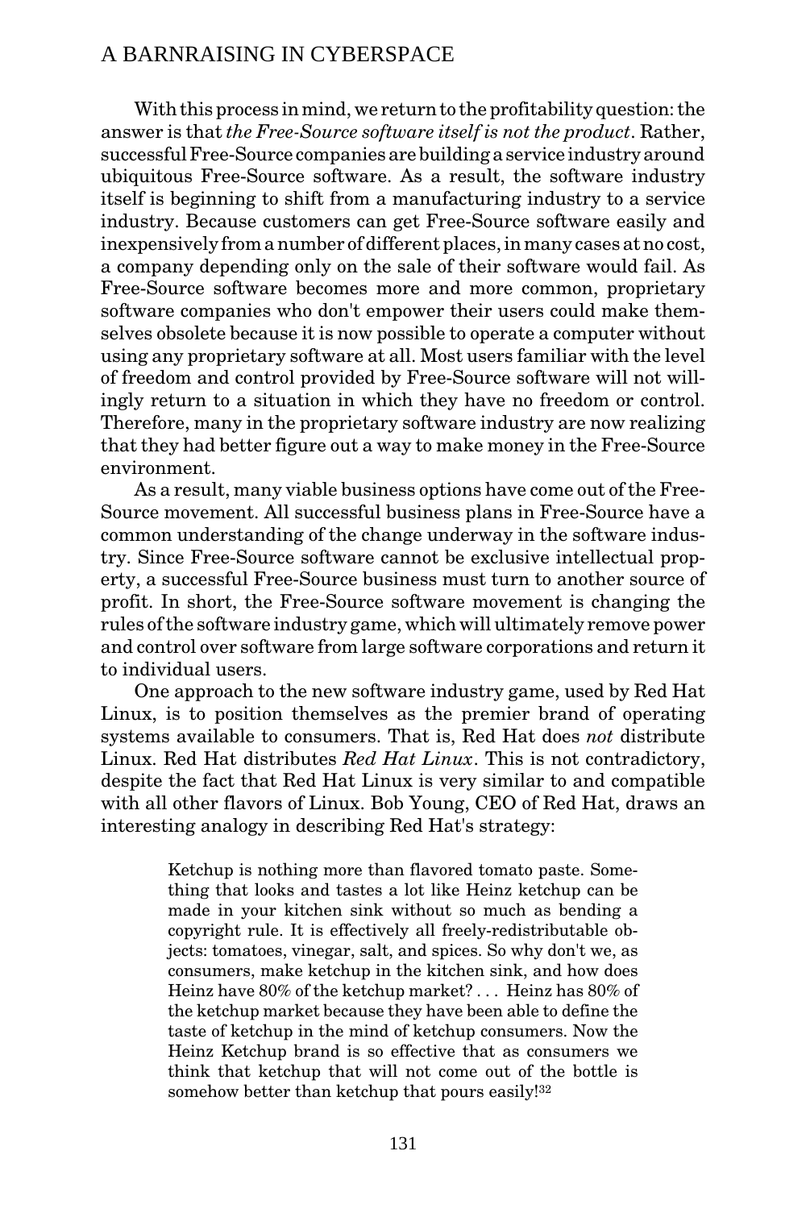With this process in mind, we return to the profitability question: the answer is that *the Free-Source software itself is not the product*. Rather, successful Free-Source companies are building a service industry around ubiquitous Free-Source software. As a result, the software industry itself is beginning to shift from a manufacturing industry to a service industry. Because customers can get Free-Source software easily and inexpensively from a number of different places, in many cases at no cost, a company depending only on the sale of their software would fail. As Free-Source software becomes more and more common, proprietary software companies who don't empower their users could make themselves obsolete because it is now possible to operate a computer without using any proprietary software at all. Most users familiar with the level of freedom and control provided by Free-Source software will not willingly return to a situation in which they have no freedom or control. Therefore, many in the proprietary software industry are now realizing that they had better figure out a way to make money in the Free-Source environment.

As a result, many viable business options have come out of the Free-Source movement. All successful business plans in Free-Source have a common understanding of the change underway in the software industry. Since Free-Source software cannot be exclusive intellectual property, a successful Free-Source business must turn to another source of profit. In short, the Free-Source software movement is changing the rules of the software industry game, which will ultimately remove power and control over software from large software corporations and return it to individual users.

One approach to the new software industry game, used by Red Hat Linux, is to position themselves as the premier brand of operating systems available to consumers. That is, Red Hat does *not* distribute Linux. Red Hat distributes *Red Hat Linux*. This is not contradictory, despite the fact that Red Hat Linux is very similar to and compatible with all other flavors of Linux. Bob Young, CEO of Red Hat, draws an interesting analogy in describing Red Hat's strategy:

> Ketchup is nothing more than flavored tomato paste. Something that looks and tastes a lot like Heinz ketchup can be made in your kitchen sink without so much as bending a copyright rule. It is effectively all freely-redistributable objects: tomatoes, vinegar, salt, and spices. So why don't we, as consumers, make ketchup in the kitchen sink, and how does Heinz have 80% of the ketchup market? . . . Heinz has 80% of the ketchup market because they have been able to define the taste of ketchup in the mind of ketchup consumers. Now the Heinz Ketchup brand is so effective that as consumers we think that ketchup that will not come out of the bottle is somehow better than ketchup that pours easily![32]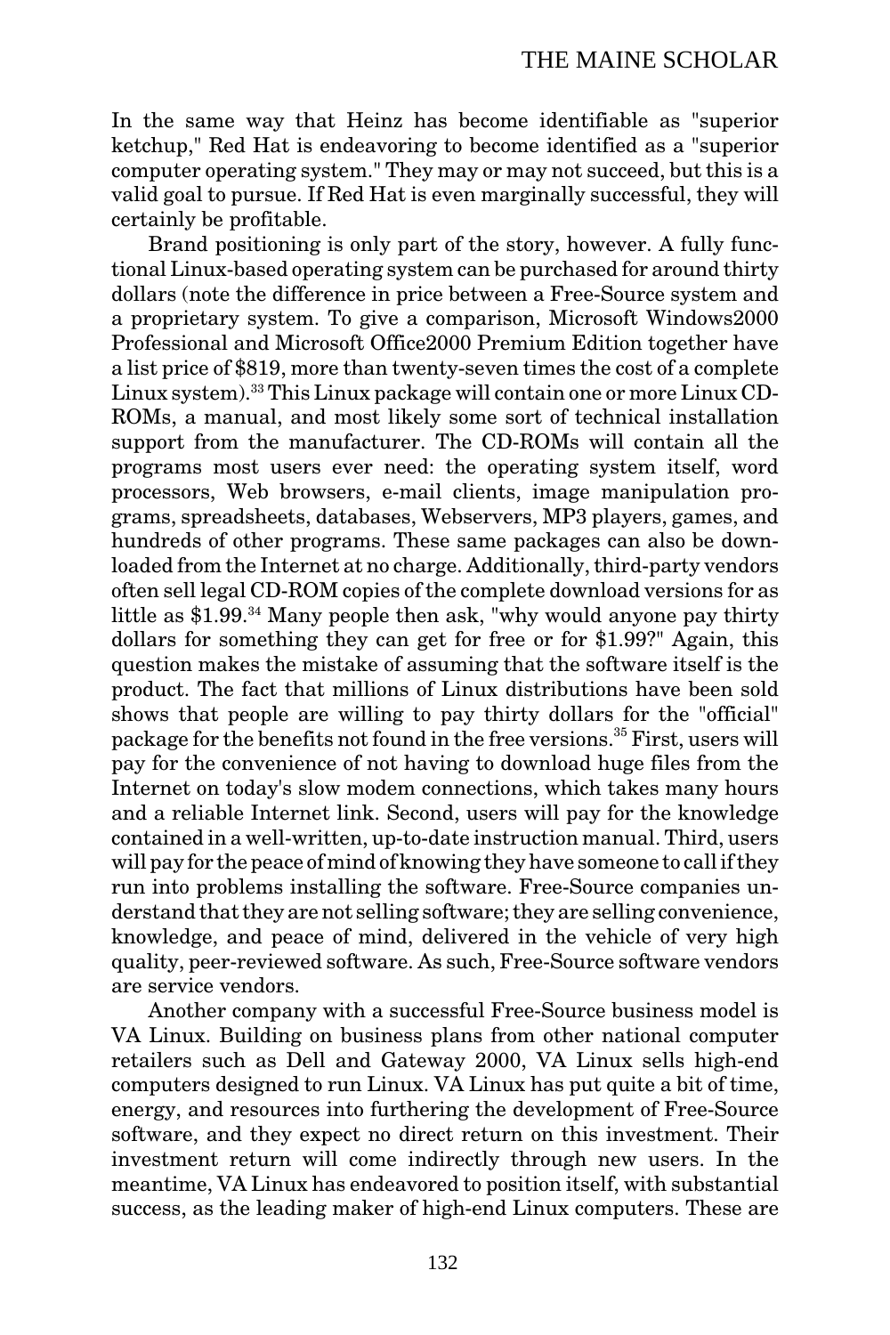In the same way that Heinz has become identifiable as "superior ketchup," Red Hat is endeavoring to become identified as a "superior computer operating system." They may or may not succeed, but this is a valid goal to pursue. If Red Hat is even marginally successful, they will certainly be profitable.

Brand positioning is only part of the story, however. A fully functional Linux-based operating system can be purchased for around thirty dollars (note the difference in price between a Free-Source system and a proprietary system. To give a comparison, Microsoft Windows2000 Professional and Microsoft Office2000 Premium Edition together have a list price of $819, more than twenty-seven times the cost of a complete Linux system).[33] This Linux package will contain one or more Linux CD-ROMs, a manual, and most likely some sort of technical installation support from the manufacturer. The CD-ROMs will contain all the programs most users ever need: the operating system itself, word processors, Web browsers, e-mail clients, image manipulation programs, spreadsheets, databases, Webservers, MP3 players, games, and hundreds of other programs. These same packages can also be downloaded from the Internet at no charge. Additionally, third-party vendors often sell legal CD-ROM copies of the complete download versions for as little as $1.99.[34] Many people then ask, "why would anyone pay thirty dollars for something they can get for free or for $1.99?" Again, this question makes the mistake of assuming that the software itself is the product. The fact that millions of Linux distributions have been sold shows that people are willing to pay thirty dollars for the "official" package for the benefits not found in the free versions.[35] First, users will pay for the convenience of not having to download huge files from the Internet on today's slow modem connections, which takes many hours and a reliable Internet link. Second, users will pay for the knowledge contained in a well-written, up-to-date instruction manual. Third, users will pay for the peace of mind of knowing they have someone to call if they run into problems installing the software. Free-Source companies understand that they are not selling software; they are selling convenience, knowledge, and peace of mind, delivered in the vehicle of very high quality, peer-reviewed software. As such, Free-Source software vendors are service vendors.

Another company with a successful Free-Source business model is VA Linux. Building on business plans from other national computer retailers such as Dell and Gateway 2000, VA Linux sells high-end computers designed to run Linux. VA Linux has put quite a bit of time, energy, and resources into furthering the development of Free-Source software, and they expect no direct return on this investment. Their investment return will come indirectly through new users. In the meantime, VA Linux has endeavored to position itself, with substantial success, as the leading maker of high-end Linux computers. These are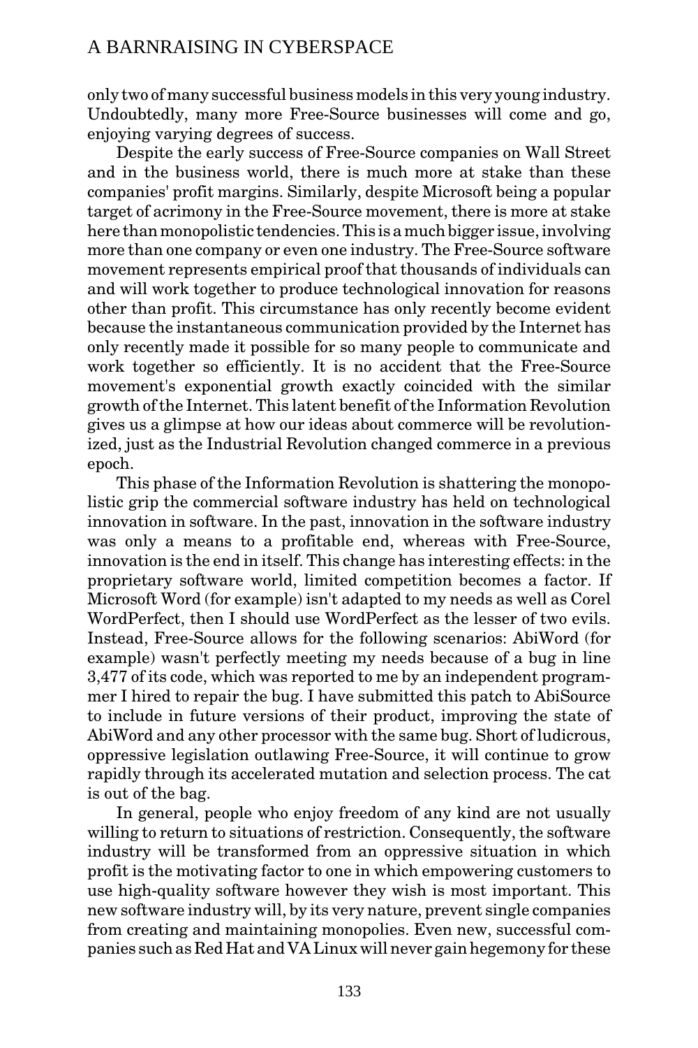only two of many successful business models in this very young industry. Undoubtedly, many more Free-Source businesses will come and go, enjoying varying degrees of success.

Despite the early success of Free-Source companies on Wall Street and in the business world, there is much more at stake than these companies' profit margins. Similarly, despite Microsoft being a popular target of acrimony in the Free-Source movement, there is more at stake here than monopolistic tendencies. This is a much bigger issue, involving more than one company or even one industry. The Free-Source software movement represents empirical proof that thousands of individuals can and will work together to produce technological innovation for reasons other than profit. This circumstance has only recently become evident because the instantaneous communication provided by the Internet has only recently made it possible for so many people to communicate and work together so efficiently. It is no accident that the Free-Source movement's exponential growth exactly coincided with the similar growth of the Internet. This latent benefit of the Information Revolution gives us a glimpse at how our ideas about commerce will be revolutionized, just as the Industrial Revolution changed commerce in a previous epoch.

This phase of the Information Revolution is shattering the monopolistic grip the commercial software industry has held on technological innovation in software. In the past, innovation in the software industry was only a means to a profitable end, whereas with Free-Source, innovation is the end in itself. This change has interesting effects: in the proprietary software world, limited competition becomes a factor. If Microsoft Word (for example) isn't adapted to my needs as well as Corel WordPerfect, then I should use WordPerfect as the lesser of two evils. Instead, Free-Source allows for the following scenarios: AbiWord (for example) wasn't perfectly meeting my needs because of a bug in line 3,477 of its code, which was reported to me by an independent programmer I hired to repair the bug. I have submitted this patch to AbiSource to include in future versions of their product, improving the state of AbiWord and any other processor with the same bug. Short of ludicrous, oppressive legislation outlawing Free-Source, it will continue to grow rapidly through its accelerated mutation and selection process. The cat is out of the bag.

In general, people who enjoy freedom of any kind are not usually willing to return to situations of restriction. Consequently, the software industry will be transformed from an oppressive situation in which profit is the motivating factor to one in which empowering customers to use high-quality software however they wish is most important. This new software industry will, by its very nature, prevent single companies from creating and maintaining monopolies. Even new, successful companies such as Red Hat and VA Linux will never gain hegemony for these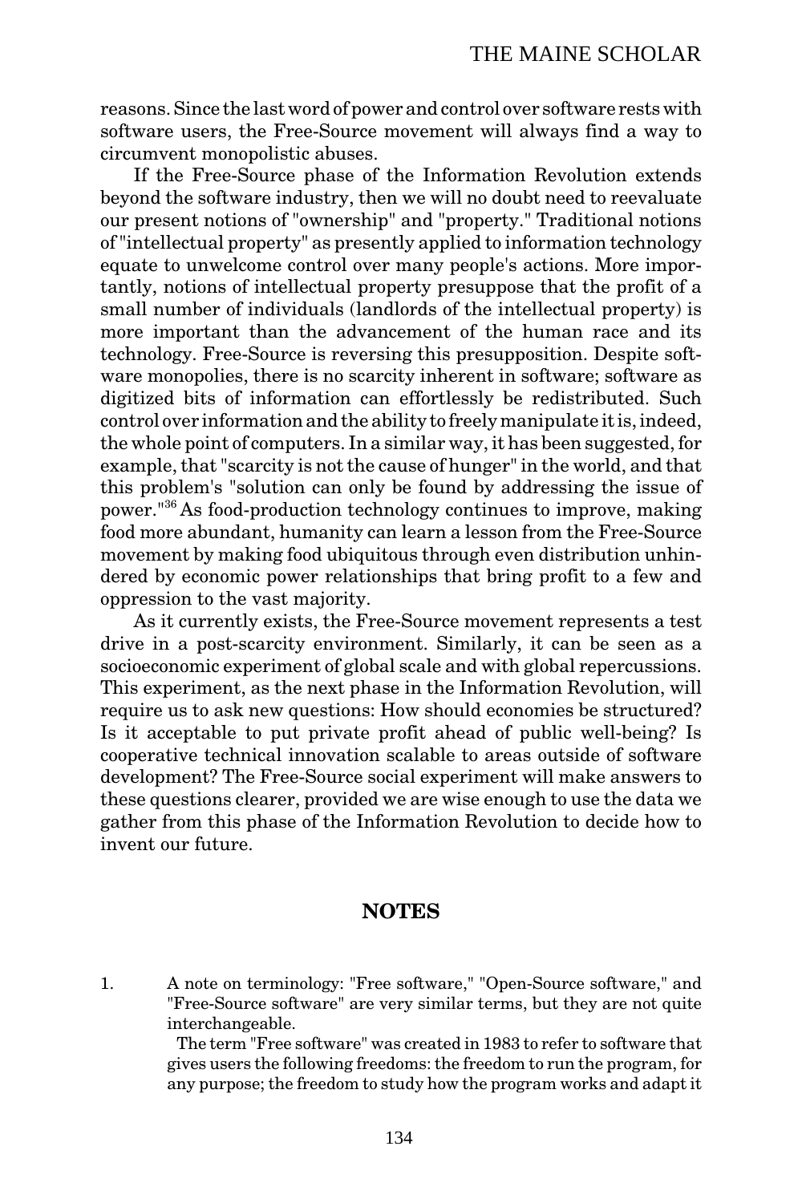reasons. Since the last word of power and control over software rests with software users, the Free-Source movement will always find a way to circumvent monopolistic abuses.

If the Free-Source phase of the Information Revolution extends beyond the software industry, then we will no doubt need to reevaluate our present notions of "ownership" and "property." Traditional notions of "intellectual property" as presently applied to information technology equate to unwelcome control over many people's actions. More importantly, notions of intellectual property presuppose that the profit of a small number of individuals (landlords of the intellectual property) is more important than the advancement of the human race and its technology. Free-Source is reversing this presupposition. Despite software monopolies, there is no scarcity inherent in software; software as digitized bits of information can effortlessly be redistributed. Such control over information and the ability to freely manipulate it is, indeed, the whole point of computers. In a similar way, it has been suggested, for example, that "scarcity is not the cause of hunger" in the world, and that this problem's "solution can only be found by addressing the issue of power."[36] As food-production technology continues to improve, making food more abundant, humanity can learn a lesson from the Free-Source movement by making food ubiquitous through even distribution unhindered by economic power relationships that bring profit to a few and oppression to the vast majority.

As it currently exists, the Free-Source movement represents a test drive in a post-scarcity environment. Similarly, it can be seen as a socioeconomic experiment of global scale and with global repercussions. This experiment, as the next phase in the Information Revolution, will require us to ask new questions: How should economies be structured? Is it acceptable to put private profit ahead of public well-being? Is cooperative technical innovation scalable to areas outside of software development? The Free-Source social experiment will make answers to these questions clearer, provided we are wise enough to use the data we gather from this phase of the Information Revolution to decide how to invent our future.

## NOTES

1. A note on terminology: "Free software," "Open-Source software," and "Free-Source software" are very similar terms, but they are not quite interchangeable.

   The term "Free software" was created in 1983 to refer to software that gives users the following freedoms: the freedom to run the program, for any purpose; the freedom to study how the program works and adapt it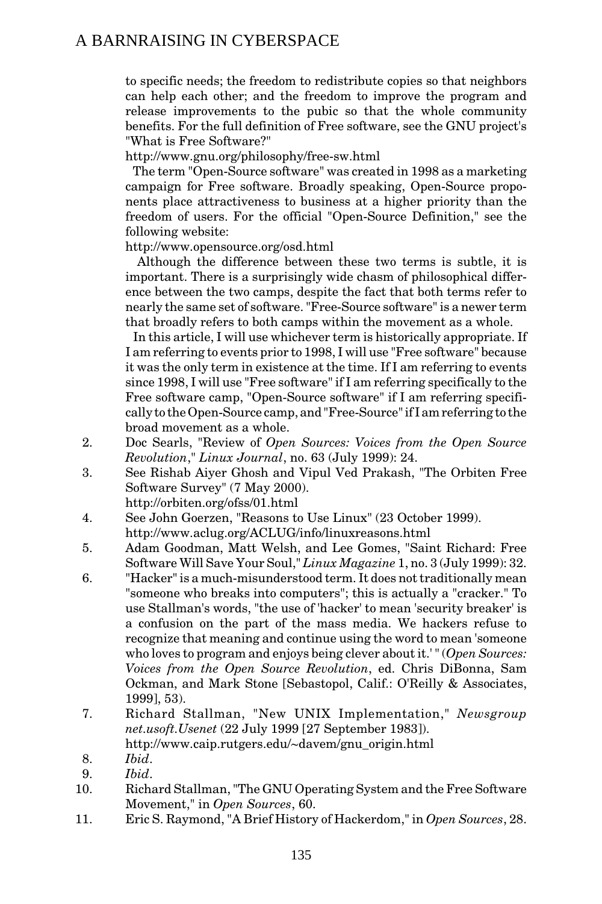to specific needs; the freedom to redistribute copies so that neighbors can help each other; and the freedom to improve the program and release improvements to the pubic so that the whole community benefits. For the full definition of Free software, see the GNU project's "What is Free Software?"

http://www.gnu.org/philosophy/free-sw.html

The term "Open-Source software" was created in 1998 as a marketing campaign for Free software. Broadly speaking, Open-Source proponents place attractiveness to business at a higher priority than the freedom of users. For the official "Open-Source Definition," see the following website:

http://www.opensource.org/osd.html

Although the difference between these two terms is subtle, it is important. There is a surprisingly wide chasm of philosophical difference between the two camps, despite the fact that both terms refer to nearly the same set of software. "Free-Source software" is a newer term that broadly refers to both camps within the movement as a whole.

In this article, I will use whichever term is historically appropriate. If I am referring to events prior to 1998, I will use "Free software" because it was the only term in existence at the time. If I am referring to events since 1998, I will use "Free software" if I am referring specifically to the Free software camp, "Open-Source software" if I am referring specifically to the Open-Source camp, and "Free-Source" if I am referring to the broad movement as a whole.

2. Doc Searls, "Review of *Open Sources: Voices from the Open Source Revolution*," *Linux Journal*, no. 63 (July 1999): 24.
3. See Rishab Aiyer Ghosh and Vipul Ved Prakash, "The Orbiten Free Software Survey" (7 May 2000).
   http://orbiten.org/ofss/01.html
4. See John Goerzen, "Reasons to Use Linux" (23 October 1999).
   http://www.aclug.org/ACLUG/info/linuxreasons.html
5. Adam Goodman, Matt Welsh, and Lee Gomes, "Saint Richard: Free Software Will Save Your Soul," *Linux Magazine* 1, no. 3 (July 1999): 32.
6. "Hacker" is a much-misunderstood term. It does not traditionally mean "someone who breaks into computers"; this is actually a "cracker." To use Stallman's words, "the use of 'hacker' to mean 'security breaker' is a confusion on the part of the mass media. We hackers refuse to recognize that meaning and continue using the word to mean 'someone who loves to program and enjoys being clever about it.' " (*Open Sources: Voices from the Open Source Revolution*, ed. Chris DiBonna, Sam Ockman, and Mark Stone [Sebastopol, Calif.: O'Reilly & Associates, 1999], 53).
7. Richard Stallman, "New UNIX Implementation," *Newsgroup net.usoft.Usenet* (22 July 1999 [27 September 1983]).
   http://www.caip.rutgers.edu/~davem/gnu_origin.html
8. *Ibid*.
9. *Ibid*.
10. Richard Stallman, "The GNU Operating System and the Free Software Movement," in *Open Sources*, 60.
11. Eric S. Raymond, "A Brief History of Hackerdom," in *Open Sources*, 28.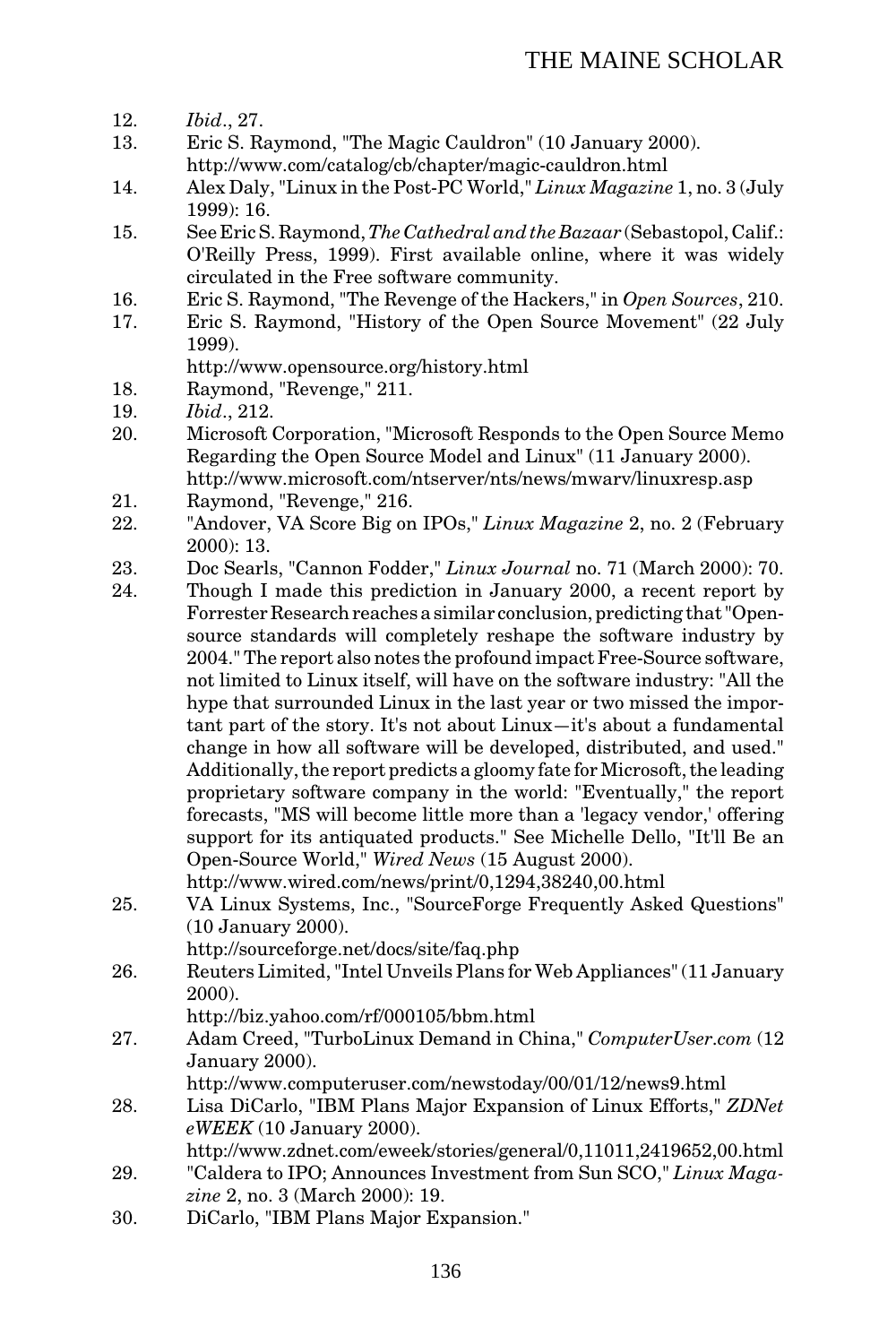12. *Ibid*., 27.
13. Eric S. Raymond, "The Magic Cauldron" (10 January 2000). http://www.com/catalog/cb/chapter/magic-cauldron.html
14. Alex Daly, "Linux in the Post-PC World," *Linux Magazine* 1, no. 3 (July 1999): 16.
15. See Eric S. Raymond, *The Cathedral and the Bazaar* (Sebastopol, Calif.: O'Reilly Press, 1999). First available online, where it was widely circulated in the Free software community.
16. Eric S. Raymond, "The Revenge of the Hackers," in *Open Sources*, 210.
17. Eric S. Raymond, "History of the Open Source Movement" (22 July 1999). http://www.opensource.org/history.html
18. Raymond, "Revenge," 211.
19. *Ibid*., 212.
20. Microsoft Corporation, "Microsoft Responds to the Open Source Memo Regarding the Open Source Model and Linux" (11 January 2000). http://www.microsoft.com/ntserver/nts/news/mwarv/linuxresp.asp
21. Raymond, "Revenge," 216.
22. "Andover, VA Score Big on IPOs," *Linux Magazine* 2, no. 2 (February 2000): 13.
23. Doc Searls, "Cannon Fodder," *Linux Journal* no. 71 (March 2000): 70.
24. Though I made this prediction in January 2000, a recent report by Forrester Research reaches a similar conclusion, predicting that "Open-source standards will completely reshape the software industry by 2004." The report also notes the profound impact Free-Source software, not limited to Linux itself, will have on the software industry: "All the hype that surrounded Linux in the last year or two missed the important part of the story. It's not about Linux—it's about a fundamental change in how all software will be developed, distributed, and used." Additionally, the report predicts a gloomy fate for Microsoft, the leading proprietary software company in the world: "Eventually," the report forecasts, "MS will become little more than a 'legacy vendor,' offering support for its antiquated products." See Michelle Dello, "It'll Be an Open-Source World," *Wired News* (15 August 2000). http://www.wired.com/news/print/0,1294,38240,00.html
25. VA Linux Systems, Inc., "SourceForge Frequently Asked Questions" (10 January 2000). http://sourceforge.net/docs/site/faq.php
26. Reuters Limited, "Intel Unveils Plans for Web Appliances" (11 January 2000). http://biz.yahoo.com/rf/000105/bbm.html
27. Adam Creed, "TurboLinux Demand in China," *ComputerUser.com* (12 January 2000). http://www.computeruser.com/newstoday/00/01/12/news9.html
28. Lisa DiCarlo, "IBM Plans Major Expansion of Linux Efforts," *ZDNet eWEEK* (10 January 2000). http://www.zdnet.com/eweek/stories/general/0,11011,2419652,00.html
29. "Caldera to IPO; Announces Investment from Sun SCO," *Linux Magazine* 2, no. 3 (March 2000): 19.
30. DiCarlo, "IBM Plans Major Expansion."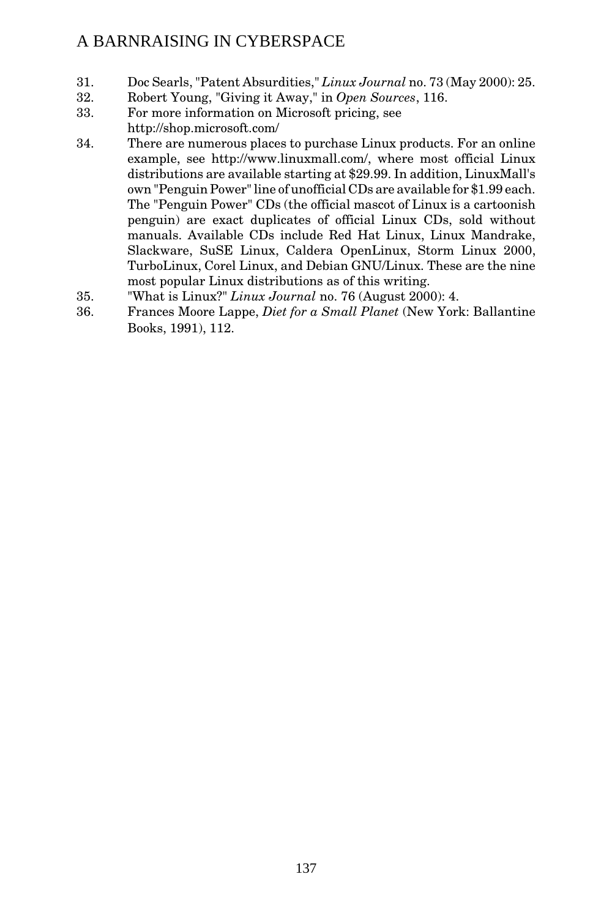31. Doc Searls, "Patent Absurdities," *Linux Journal* no. 73 (May 2000): 25.
32. Robert Young, "Giving it Away," in *Open Sources*, 116.
33. For more information on Microsoft pricing, see http://shop.microsoft.com/
34. There are numerous places to purchase Linux products. For an online example, see http://www.linuxmall.com/, where most official Linux distributions are available starting at $29.99. In addition, LinuxMall's own "Penguin Power" line of unofficial CDs are available for $1.99 each. The "Penguin Power" CDs (the official mascot of Linux is a cartoonish penguin) are exact duplicates of official Linux CDs, sold without manuals. Available CDs include Red Hat Linux, Linux Mandrake, Slackware, SuSE Linux, Caldera OpenLinux, Storm Linux 2000, TurboLinux, Corel Linux, and Debian GNU/Linux. These are the nine most popular Linux distributions as of this writing.
35. "What is Linux?" *Linux Journal* no. 76 (August 2000): 4.
36. Frances Moore Lappe, *Diet for a Small Planet* (New York: Ballantine Books, 1991), 112.